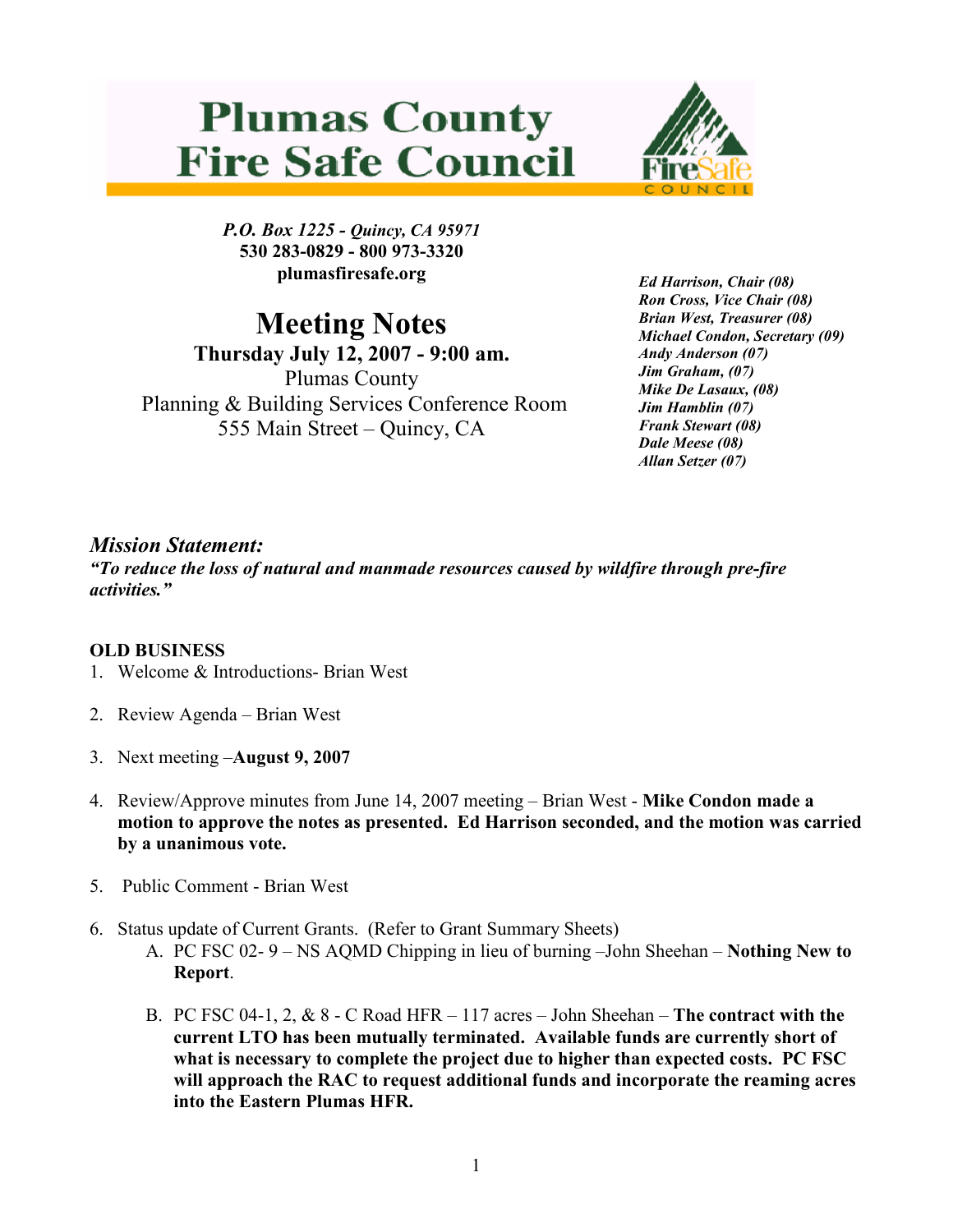# Plumas County Fire Safe Council

*P.O. Box 1225 - Quincy, CA 95971*
**530 283-0829 - 800 973-3320**
**plumasfiresafe.org**

## Meeting Notes

**Thursday July 12, 2007 - 9:00 am.**
Plumas County
Planning & Building Services Conference Room
555 Main Street – Quincy, CA

***Ed Harrison, Chair (08)***
***Ron Cross, Vice Chair (08)***
***Brian West, Treasurer (08)***
***Michael Condon, Secretary (09)***
***Andy Anderson (07)***
***Jim Graham, (07)***
***Mike De Lasaux, (08)***
***Jim Hamblin (07)***
***Frank Stewart (08)***
***Dale Meese (08)***
***Allan Setzer (07)***

### *Mission Statement:*

***"To reduce the loss of natural and manmade resources caused by wildfire through pre-fire activities."***

**OLD BUSINESS**

1. Welcome & Introductions- Brian West
2. Review Agenda – Brian West
3. Next meeting –**August 9, 2007**
4. Review/Approve minutes from June 14, 2007 meeting – Brian West - **Mike Condon made a motion to approve the notes as presented. Ed Harrison seconded, and the motion was carried by a unanimous vote.**
5. Public Comment - Brian West
6. Status update of Current Grants. (Refer to Grant Summary Sheets)
   A. PC FSC 02- 9 – NS AQMD Chipping in lieu of burning –John Sheehan – **Nothing New to Report**.

   B. PC FSC 04-1, 2, & 8 - C Road HFR – 117 acres – John Sheehan – **The contract with the current LTO has been mutually terminated. Available funds are currently short of what is necessary to complete the project due to higher than expected costs. PC FSC will approach the RAC to request additional funds and incorporate the reaming acres into the Eastern Plumas HFR.**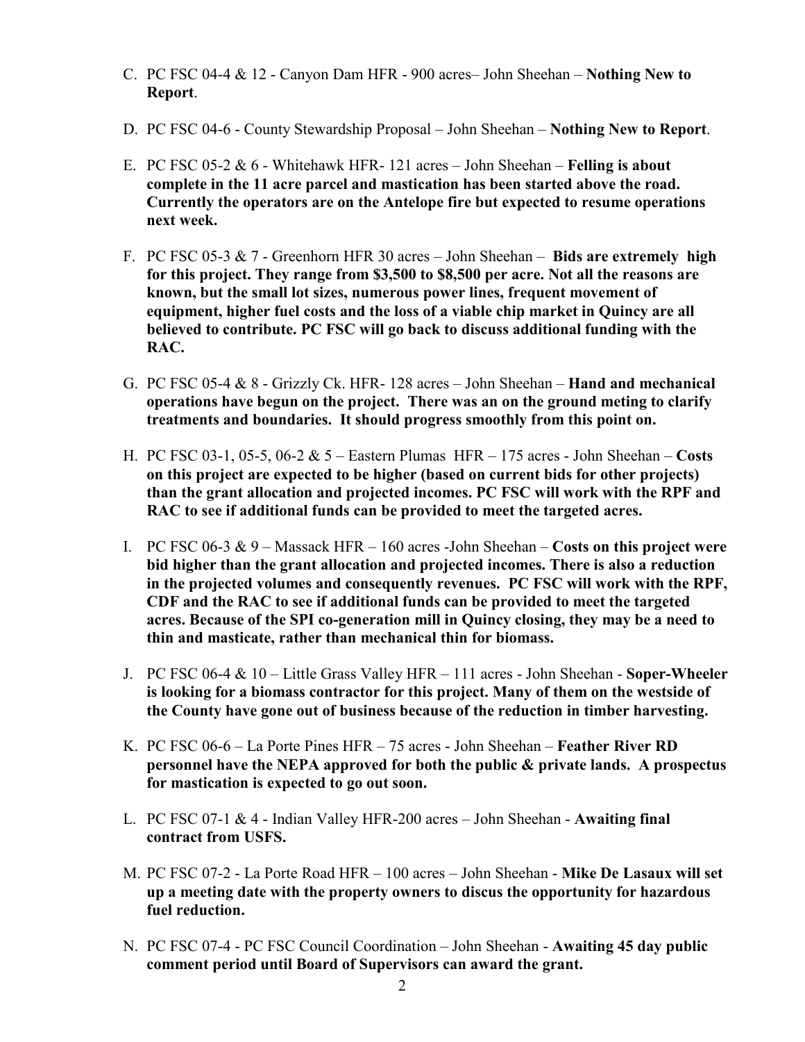C. PC FSC 04-4 & 12 - Canyon Dam HFR - 900 acres– John Sheehan – **Nothing New to Report**.

D. PC FSC 04-6 - County Stewardship Proposal – John Sheehan – **Nothing New to Report**.

E. PC FSC 05-2 & 6 - Whitehawk HFR- 121 acres – John Sheehan – **Felling is about complete in the 11 acre parcel and mastication has been started above the road. Currently the operators are on the Antelope fire but expected to resume operations next week.**

F. PC FSC 05-3 & 7 - Greenhorn HFR 30 acres – John Sheehan – **Bids are extremely high for this project. They range from $3,500 to $8,500 per acre. Not all the reasons are known, but the small lot sizes, numerous power lines, frequent movement of equipment, higher fuel costs and the loss of a viable chip market in Quincy are all believed to contribute. PC FSC will go back to discuss additional funding with the RAC.**

G. PC FSC 05-4 & 8 - Grizzly Ck. HFR- 128 acres – John Sheehan – **Hand and mechanical operations have begun on the project. There was an on the ground meting to clarify treatments and boundaries. It should progress smoothly from this point on.**

H. PC FSC 03-1, 05-5, 06-2 & 5 – Eastern Plumas HFR – 175 acres - John Sheehan – **Costs on this project are expected to be higher (based on current bids for other projects) than the grant allocation and projected incomes. PC FSC will work with the RPF and RAC to see if additional funds can be provided to meet the targeted acres.**

I. PC FSC 06-3 & 9 – Massack HFR – 160 acres -John Sheehan – **Costs on this project were bid higher than the grant allocation and projected incomes. There is also a reduction in the projected volumes and consequently revenues. PC FSC will work with the RPF, CDF and the RAC to see if additional funds can be provided to meet the targeted acres. Because of the SPI co-generation mill in Quincy closing, they may be a need to thin and masticate, rather than mechanical thin for biomass.**

J. PC FSC 06-4 & 10 – Little Grass Valley HFR – 111 acres - John Sheehan - **Soper-Wheeler is looking for a biomass contractor for this project. Many of them on the westside of the County have gone out of business because of the reduction in timber harvesting.**

K. PC FSC 06-6 – La Porte Pines HFR – 75 acres - John Sheehan – **Feather River RD personnel have the NEPA approved for both the public & private lands. A prospectus for mastication is expected to go out soon.**

L. PC FSC 07-1 & 4 - Indian Valley HFR-200 acres – John Sheehan - **Awaiting final contract from USFS.**

M. PC FSC 07-2 - La Porte Road HFR – 100 acres – John Sheehan - **Mike De Lasaux will set up a meeting date with the property owners to discus the opportunity for hazardous fuel reduction.**

N. PC FSC 07-4 - PC FSC Council Coordination – John Sheehan - **Awaiting 45 day public comment period until Board of Supervisors can award the grant.**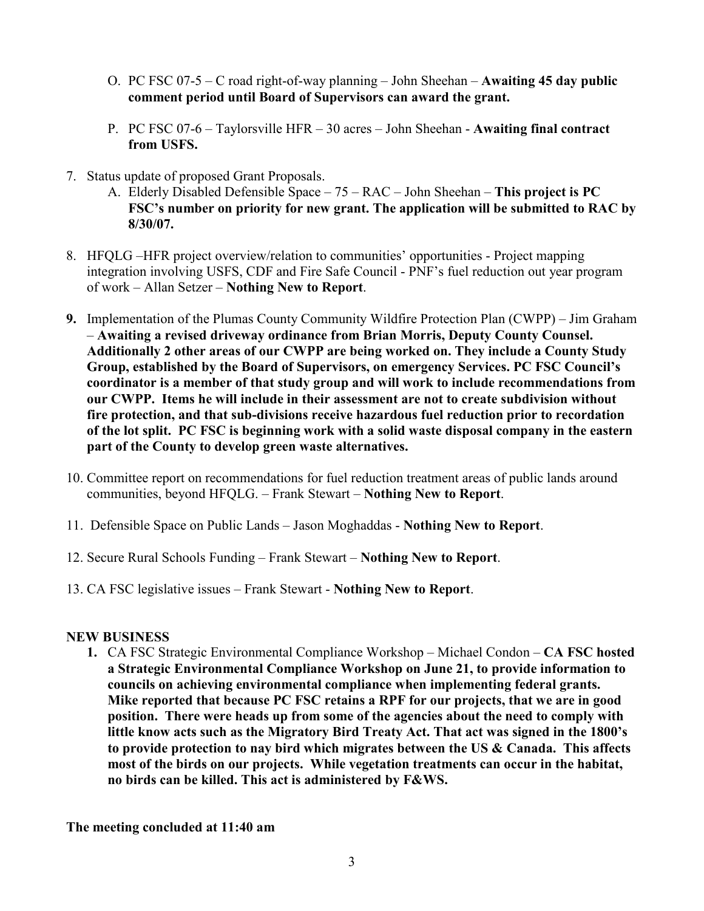O. PC FSC 07-5 – C road right-of-way planning – John Sheehan – **Awaiting 45 day public comment period until Board of Supervisors can award the grant.**

P. PC FSC 07-6 – Taylorsville HFR – 30 acres – John Sheehan - **Awaiting final contract from USFS.**

7. Status update of proposed Grant Proposals.
   A. Elderly Disabled Defensible Space – 75 – RAC – John Sheehan – **This project is PC FSC's number on priority for new grant. The application will be submitted to RAC by 8/30/07.**

8. HFQLG –HFR project overview/relation to communities' opportunities - Project mapping integration involving USFS, CDF and Fire Safe Council - PNF's fuel reduction out year program of work – Allan Setzer – **Nothing New to Report**.

**9.** Implementation of the Plumas County Community Wildfire Protection Plan (CWPP) – Jim Graham – **Awaiting a revised driveway ordinance from Brian Morris, Deputy County Counsel. Additionally 2 other areas of our CWPP are being worked on. They include a County Study Group, established by the Board of Supervisors, on emergency Services. PC FSC Council's coordinator is a member of that study group and will work to include recommendations from our CWPP. Items he will include in their assessment are not to create subdivision without fire protection, and that sub-divisions receive hazardous fuel reduction prior to recordation of the lot split. PC FSC is beginning work with a solid waste disposal company in the eastern part of the County to develop green waste alternatives.**

10. Committee report on recommendations for fuel reduction treatment areas of public lands around communities, beyond HFQLG. – Frank Stewart – **Nothing New to Report**.

11. Defensible Space on Public Lands – Jason Moghaddas - **Nothing New to Report**.

12. Secure Rural Schools Funding – Frank Stewart – **Nothing New to Report**.

13. CA FSC legislative issues – Frank Stewart - **Nothing New to Report**.

**NEW BUSINESS**

**1.** CA FSC Strategic Environmental Compliance Workshop – Michael Condon – **CA FSC hosted a Strategic Environmental Compliance Workshop on June 21, to provide information to councils on achieving environmental compliance when implementing federal grants. Mike reported that because PC FSC retains a RPF for our projects, that we are in good position. There were heads up from some of the agencies about the need to comply with little know acts such as the Migratory Bird Treaty Act. That act was signed in the 1800's to provide protection to nay bird which migrates between the US & Canada. This affects most of the birds on our projects. While vegetation treatments can occur in the habitat, no birds can be killed. This act is administered by F&WS.**

**The meeting concluded at 11:40 am**